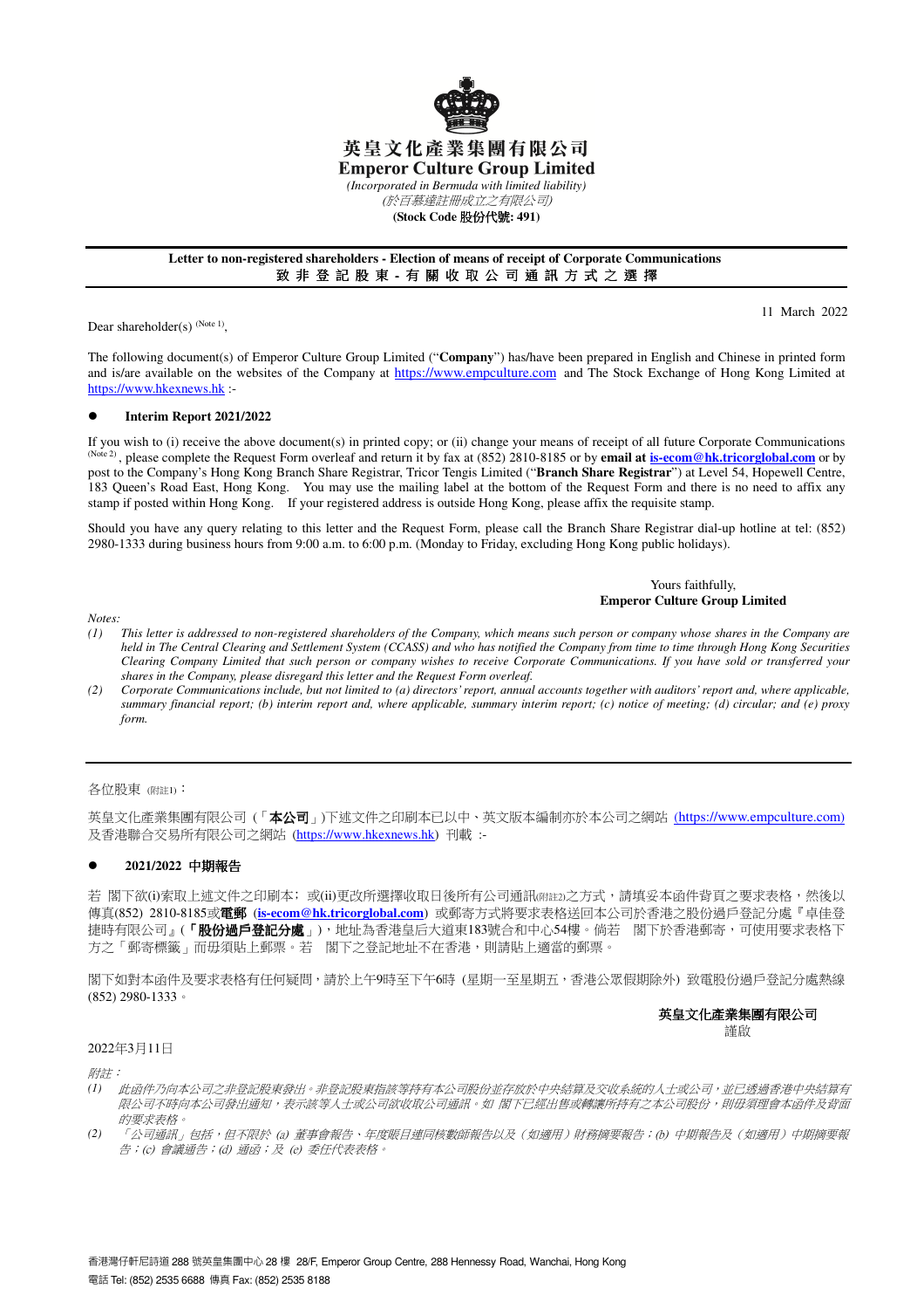# 英皇文化產業集團有限公司
# Emperor Culture Group Limited

*(Incorporated in Bermuda with limited liability)*
*(於百慕達註冊成立之有限公司)*
**(Stock Code 股份代號: 491)**

**Letter to non-registered shareholders - Election of means of receipt of Corporate Communications**
**致 非 登 記 股 東 - 有 關 收 取 公 司 通 訊 方 式 之 選 擇**

11 March 2022

Dear shareholder(s) (Note 1),

The following document(s) of Emperor Culture Group Limited ("**Company**") has/have been prepared in English and Chinese in printed form and is/are available on the websites of the Company at https://www.empculture.com and The Stock Exchange of Hong Kong Limited at https://www.hkexnews.hk :-

- **Interim Report 2021/2022**

If you wish to (i) receive the above document(s) in printed copy; or (ii) change your means of receipt of all future Corporate Communications (Note 2), please complete the Request Form overleaf and return it by fax at (852) 2810-8185 or by **email at is-ecom@hk.tricorglobal.com** or by post to the Company's Hong Kong Branch Share Registrar, Tricor Tengis Limited ("**Branch Share Registrar**") at Level 54, Hopewell Centre, 183 Queen's Road East, Hong Kong. You may use the mailing label at the bottom of the Request Form and there is no need to affix any stamp if posted within Hong Kong. If your registered address is outside Hong Kong, please affix the requisite stamp.

Should you have any query relating to this letter and the Request Form, please call the Branch Share Registrar dial-up hotline at tel: (852) 2980-1333 during business hours from 9:00 a.m. to 6:00 p.m. (Monday to Friday, excluding Hong Kong public holidays).

Yours faithfully,
**Emperor Culture Group Limited**

*Notes:*

*(1) This letter is addressed to non-registered shareholders of the Company, which means such person or company whose shares in the Company are held in The Central Clearing and Settlement System (CCASS) and who has notified the Company from time to time through Hong Kong Securities Clearing Company Limited that such person or company wishes to receive Corporate Communications. If you have sold or transferred your shares in the Company, please disregard this letter and the Request Form overleaf.*

*(2) Corporate Communications include, but not limited to (a) directors' report, annual accounts together with auditors' report and, where applicable, summary financial report; (b) interim report and, where applicable, summary interim report; (c) notice of meeting; (d) circular; and (e) proxy form.*

---

各位股東 (附註1)：

英皇文化產業集團有限公司（「**本公司**」)下述文件之印刷本已以中、英文版本編制亦於本公司之網站 (https://www.empculture.com) 及香港聯合交易所有限公司之網站 (https://www.hkexnews.hk) 刊載 :-

- **2021/2022 中期報告**

若 閣下欲(i)索取上述文件之印刷本；或(ii)更改所選擇收取日後所有公司通訊(附註2)之方式，請填妥本函件背頁之要求表格，然後以傳真(852) 2810-8185或**電郵** (**is-ecom@hk.tricorglobal.com**) 或郵寄方式將要求表格送回本公司於香港之股份過戶登記分處『卓佳登捷時有限公司』(「**股份過戶登記分處**」)，地址為香港皇后大道東183號合和中心54樓。倘若 閣下於香港郵寄，可使用要求表格下方之「郵寄標籤」而毋須貼上郵票。若 閣下之登記地址不在香港，則請貼上適當的郵票。

閣下如對本函件及要求表格有任何疑問，請於上午9時至下午6時（星期一至星期五，香港公眾假期除外）致電股份過戶登記分處熱線(852) 2980-1333。

**英皇文化產業集團有限公司**
謹啟

2022年3月11日

*附註：*

*(1) 此函件乃向本公司之非登記股東發出。非登記股東指該等持有本公司股份並存放於中央結算及交收系統的人士或公司，並已透過香港中央結算有限公司不時向本公司發出通知，表示該等人士或公司欲收取公司通訊。如 閣下已經出售或轉讓所持有之本公司股份，則毋須理會本函件及背面的要求表格。*

*(2) 「公司通訊」包括，但不限於 (a) 董事會報告、年度賬目連同核數師報告以及（如適用）財務摘要報告；(b) 中期報告及（如適用）中期摘要報告；(c) 會議通告；(d) 通函；及 (e) 委任代表表格。*

香港灣仔軒尼詩道 288 號英皇集團中心 28 樓 28/F, Emperor Group Centre, 288 Hennessy Road, Wanchai, Hong Kong
電話 Tel: (852) 2535 6688 傳真 Fax: (852) 2535 8188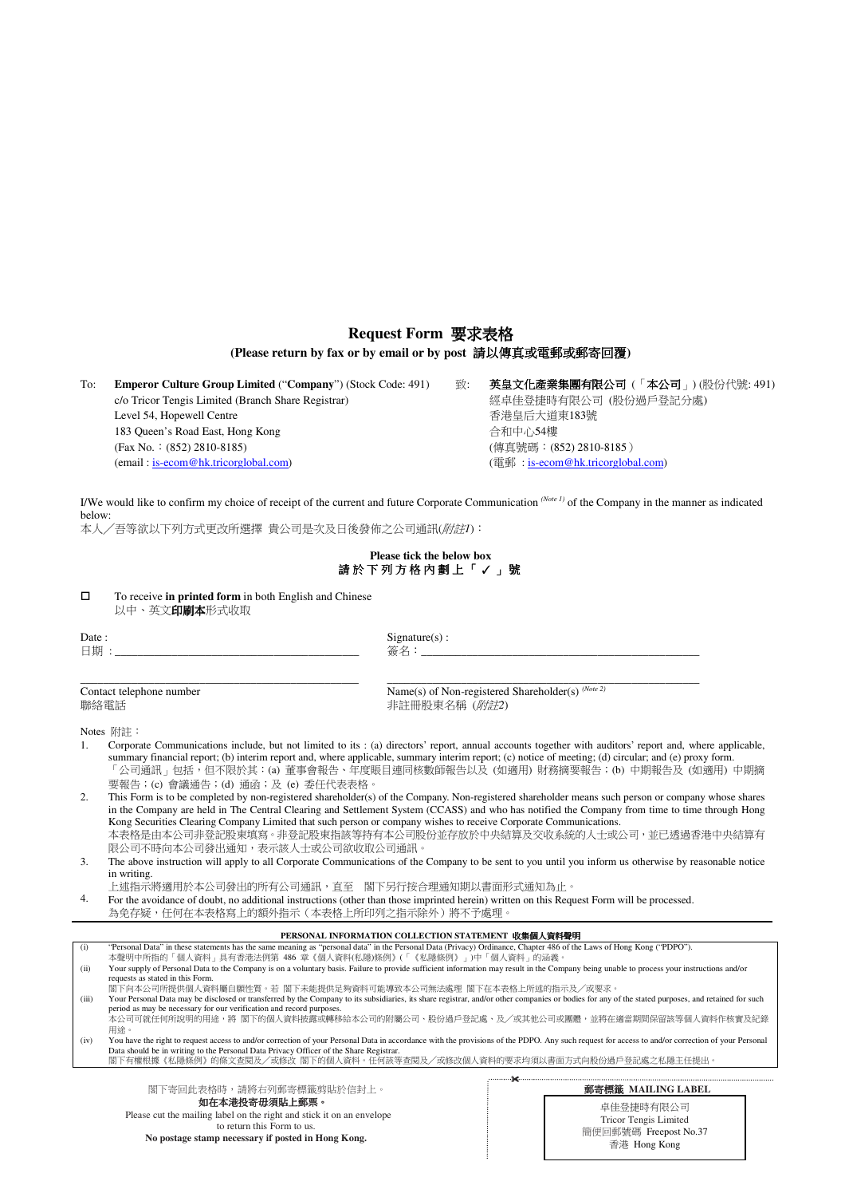# Request Form 要求表格

**(Please return by fax or by email or by post 請以傳真或電郵或郵寄回覆)**

To: **Emperor Culture Group Limited** ("**Company**") (Stock Code: 491)
c/o Tricor Tengis Limited (Branch Share Registrar)
Level 54, Hopewell Centre
183 Queen's Road East, Hong Kong
(Fax No.：(852) 2810-8185)
(email : is-ecom@hk.tricorglobal.com)

致: **英皇文化產業集團有限公司**（「**本公司**」) (股份代號: 491)
經卓佳登捷時有限公司 (股份過戶登記分處)
香港皇后大道東183號
合和中心54樓
(傳真號碼：(852) 2810-8185）
(電郵 ：is-ecom@hk.tricorglobal.com)

I/We would like to confirm my choice of receipt of the current and future Corporate Communication *(Note 1)* of the Company in the manner as indicated below:
本人╱吾等欲以下列方式更改所選擇 貴公司是次及日後發佈之公司通訊(*附註1*)：

**Please tick the below box**
**請於下列方格內劃上「✓」號**

☐ To receive **in printed form** in both English and Chinese
以中、英文**印刷本**形式收取

Date :
日期：\_\_\_\_\_\_\_\_\_\_\_\_\_\_\_\_\_\_\_\_\_\_\_\_

Signature(s) :
簽名：\_\_\_\_\_\_\_\_\_\_\_\_\_\_\_\_\_\_\_\_\_\_\_\_

\_\_\_\_\_\_\_\_\_\_\_\_\_\_\_\_\_\_\_\_\_\_\_\_
Contact telephone number
聯絡電話

\_\_\_\_\_\_\_\_\_\_\_\_\_\_\_\_\_\_\_\_\_\_\_\_
Name(s) of Non-registered Shareholder(s) *(Note 2)*
非註冊股東名稱 (*附註2*)

Notes 附註：

1. Corporate Communications include, but not limited to its : (a) directors' report, annual accounts together with auditors' report and, where applicable, summary financial report; (b) interim report and, where applicable, summary interim report; (c) notice of meeting; (d) circular; and (e) proxy form.
「公司通訊」包括，但不限於其：(a) 董事會報告、年度賬目連同核數師報告以及 (如適用) 財務摘要報告；(b) 中期報告及 (如適用) 中期摘要報告；(c) 會議通告；(d) 通函；及 (e) 委任代表表格。
2. This Form is to be completed by non-registered shareholder(s) of the Company. Non-registered shareholder means such person or company whose shares in the Company are held in The Central Clearing and Settlement System (CCASS) and who has notified the Company from time to time through Hong Kong Securities Clearing Company Limited that such person or company wishes to receive Corporate Communications.
本表格是由本公司非登記股東填寫。非登記股東指該等持有本公司股份並存放於中央結算及交收系統的人士或公司，並已透過香港中央結算有限公司不時向本公司發出通知，表示該人士或公司欲收取公司通訊。
3. The above instruction will apply to all Corporate Communications of the Company to be sent to you until you inform us otherwise by reasonable notice in writing.
上述指示將適用於本公司發出的所有公司通訊，直至 閣下另行按合理通知期以書面形式通知為止。
4. For the avoidance of doubt, no additional instructions (other than those imprinted herein) written on this Request Form will be processed.
為免存疑，任何在本表格寫上的額外指示（本表格上所印列之指示除外）將不予處理。

**PERSONAL INFORMATION COLLECTION STATEMENT 收集個人資料聲明**

| | |
|---|---|
| (i) | "Personal Data" in these statements has the same meaning as "personal data" in the Personal Data (Privacy) Ordinance, Chapter 486 of the Laws of Hong Kong ("PDPO").<br>本聲明中所指的「個人資料」具有香港法例第 486 章《個人資料(私隱)條例》(「《私隱條例》」)中「個人資料」的涵義。 |
| (ii) | Your supply of Personal Data to the Company is on a voluntary basis. Failure to provide sufficient information may result in the Company being unable to process your instructions and/or requests as stated in this Form.<br>閣下向本公司所提供個人資料屬自願性質。若 閣下未能提供足夠資料可能導致本公司無法處理 閣下在本表格上所述的指示及╱或要求。 |
| (iii) | Your Personal Data may be disclosed or transferred by the Company to its subsidiaries, its share registrar, and/or other companies or bodies for any of the stated purposes, and retained for such period as may be necessary for our verification and record purposes.<br>本公司可就任何所說明的用途，將 閣下的個人資料披露或轉移給本公司的附屬公司、股份過戶登記處、及╱或其他公司或團體，並將在適當期間保留該等個人資料作核實及紀錄用途。 |
| (iv) | You have the right to request access to and/or correction of your Personal Data in accordance with the provisions of the PDPO. Any such request for access to and/or correction of your Personal Data should be in writing to the Personal Data Privacy Officer of the Share Registrar.<br>閣下有權根據《私隱條例》的條文查閱及╱或修改 閣下的個人資料。任何該等查閱及╱或修改個人資料的要求均須以書面方式向股份過戶登記處之私隱主任提出。 |

閣下寄回此表格時，請將右列郵寄標籤剪貼於信封上。
**如在本港投寄毋須貼上郵票。**
Please cut the mailing label on the right and stick it on an envelope to return this Form to us.
**No postage stamp necessary if posted in Hong Kong.**

**郵寄標籤 MAILING LABEL**

卓佳登捷時有限公司
Tricor Tengis Limited
簡便回郵號碼 Freepost No.37
香港 Hong Kong